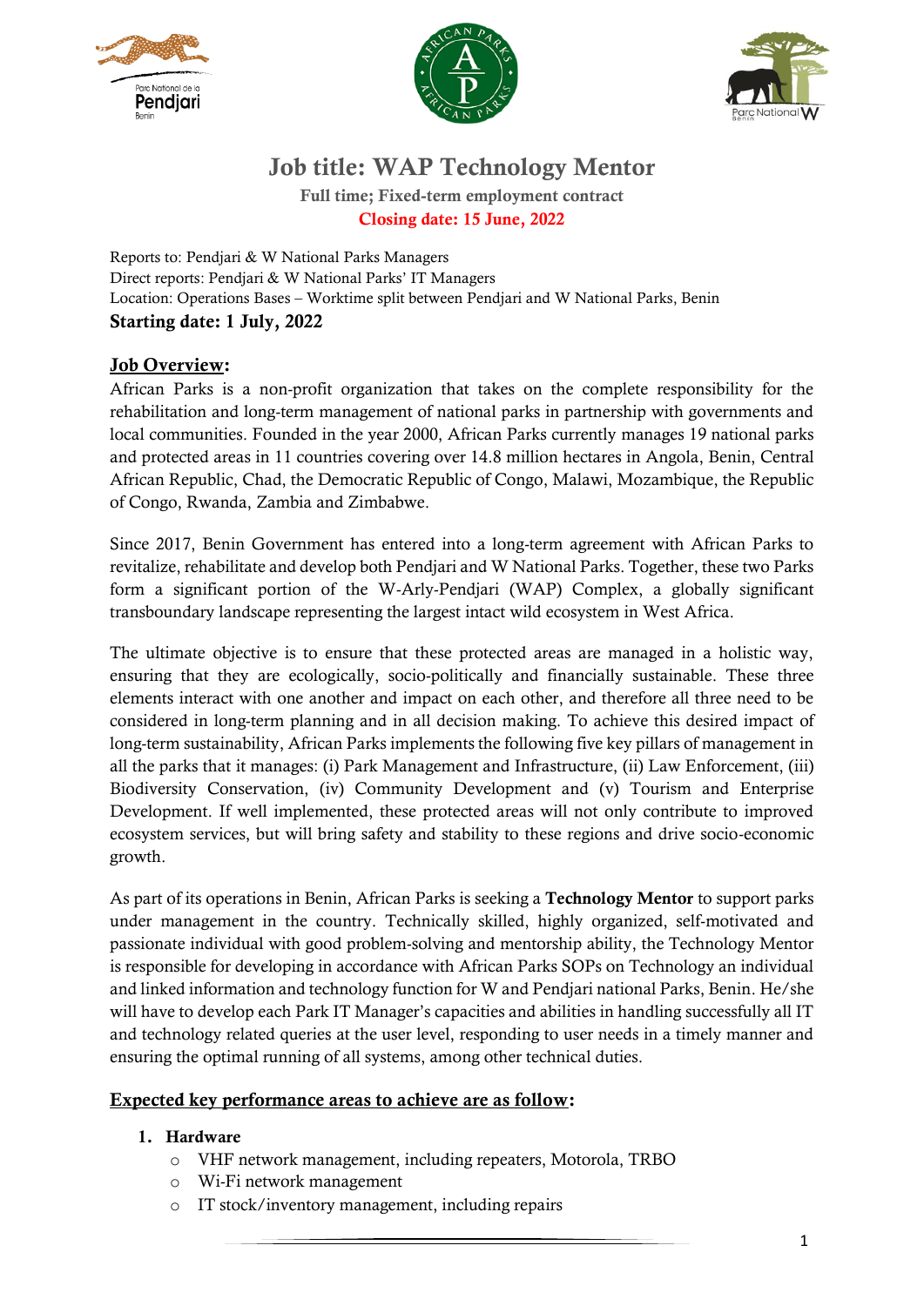# Job title: WAP Technology Mentor

**Full time; Fixed-term employment contract**

**Closing date: 15 June, 2022**

Reports to: Pendjari & W National Parks Managers
Direct reports: Pendjari & W National Parks' IT Managers
Location: Operations Bases – Worktime split between Pendjari and W National Parks, Benin
**Starting date: 1 July, 2022**

## Job Overview:

African Parks is a non-profit organization that takes on the complete responsibility for the rehabilitation and long-term management of national parks in partnership with governments and local communities. Founded in the year 2000, African Parks currently manages 19 national parks and protected areas in 11 countries covering over 14.8 million hectares in Angola, Benin, Central African Republic, Chad, the Democratic Republic of Congo, Malawi, Mozambique, the Republic of Congo, Rwanda, Zambia and Zimbabwe.

Since 2017, Benin Government has entered into a long-term agreement with African Parks to revitalize, rehabilitate and develop both Pendjari and W National Parks. Together, these two Parks form a significant portion of the W-Arly-Pendjari (WAP) Complex, a globally significant transboundary landscape representing the largest intact wild ecosystem in West Africa.

The ultimate objective is to ensure that these protected areas are managed in a holistic way, ensuring that they are ecologically, socio-politically and financially sustainable. These three elements interact with one another and impact on each other, and therefore all three need to be considered in long-term planning and in all decision making. To achieve this desired impact of long-term sustainability, African Parks implements the following five key pillars of management in all the parks that it manages: (i) Park Management and Infrastructure, (ii) Law Enforcement, (iii) Biodiversity Conservation, (iv) Community Development and (v) Tourism and Enterprise Development. If well implemented, these protected areas will not only contribute to improved ecosystem services, but will bring safety and stability to these regions and drive socio-economic growth.

As part of its operations in Benin, African Parks is seeking a **Technology Mentor** to support parks under management in the country. Technically skilled, highly organized, self-motivated and passionate individual with good problem-solving and mentorship ability, the Technology Mentor is responsible for developing in accordance with African Parks SOPs on Technology an individual and linked information and technology function for W and Pendjari national Parks, Benin. He/she will have to develop each Park IT Manager's capacities and abilities in handling successfully all IT and technology related queries at the user level, responding to user needs in a timely manner and ensuring the optimal running of all systems, among other technical duties.

## Expected key performance areas to achieve are as follow:

1. **Hardware**
   - VHF network management, including repeaters, Motorola, TRBO
   - Wi-Fi network management
   - IT stock/inventory management, including repairs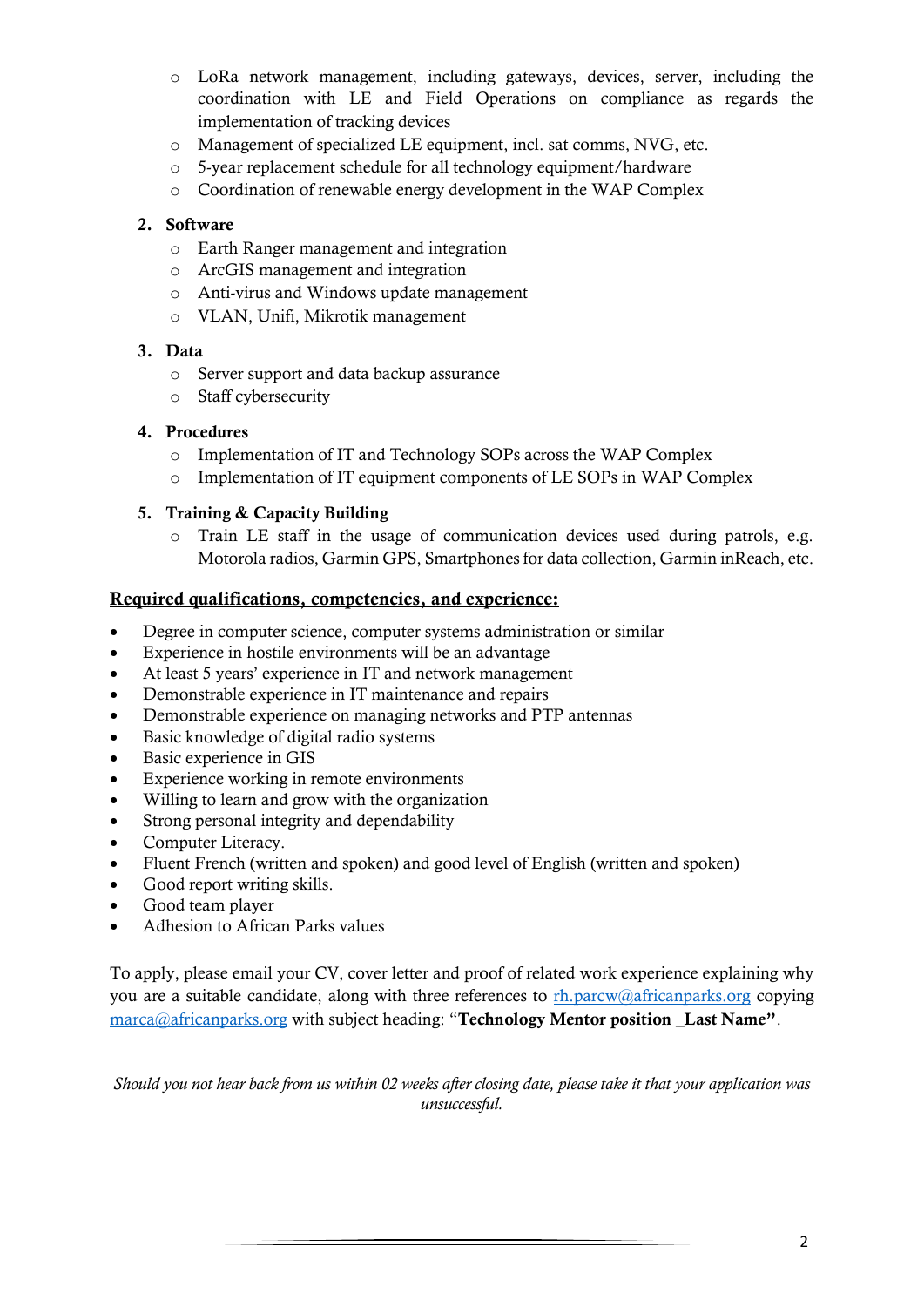- LoRa network management, including gateways, devices, server, including the coordination with LE and Field Operations on compliance as regards the implementation of tracking devices
- Management of specialized LE equipment, incl. sat comms, NVG, etc.
- 5-year replacement schedule for all technology equipment/hardware
- Coordination of renewable energy development in the WAP Complex

2. **Software**
    - Earth Ranger management and integration
    - ArcGIS management and integration
    - Anti-virus and Windows update management
    - VLAN, Unifi, Mikrotik management

3. **Data**
    - Server support and data backup assurance
    - Staff cybersecurity

4. **Procedures**
    - Implementation of IT and Technology SOPs across the WAP Complex
    - Implementation of IT equipment components of LE SOPs in WAP Complex

5. **Training & Capacity Building**
    - Train LE staff in the usage of communication devices used during patrols, e.g. Motorola radios, Garmin GPS, Smartphones for data collection, Garmin inReach, etc.

## Required qualifications, competencies, and experience:

- Degree in computer science, computer systems administration or similar
- Experience in hostile environments will be an advantage
- At least 5 years' experience in IT and network management
- Demonstrable experience in IT maintenance and repairs
- Demonstrable experience on managing networks and PTP antennas
- Basic knowledge of digital radio systems
- Basic experience in GIS
- Experience working in remote environments
- Willing to learn and grow with the organization
- Strong personal integrity and dependability
- Computer Literacy.
- Fluent French (written and spoken) and good level of English (written and spoken)
- Good report writing skills.
- Good team player
- Adhesion to African Parks values

To apply, please email your CV, cover letter and proof of related work experience explaining why you are a suitable candidate, along with three references to rh.parcw@africanparks.org copying marca@africanparks.org with subject heading: "**Technology Mentor position _Last Name**".

*Should you not hear back from us within 02 weeks after closing date, please take it that your application was unsuccessful.*